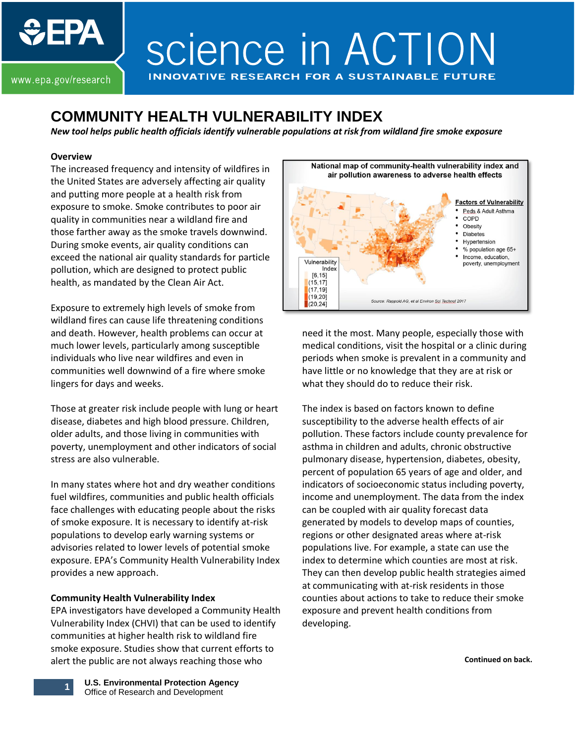# COMMUNITY HEALTH VULNERABILITY INDEX

***New tool helps public health officials identify vulnerable populations at risk from wildland fire smoke exposure***

**Overview**

The increased frequency and intensity of wildfires in the United States are adversely affecting air quality and putting more people at a health risk from exposure to smoke. Smoke contributes to poor air quality in communities near a wildland fire and those farther away as the smoke travels downwind. During smoke events, air quality conditions can exceed the national air quality standards for particle pollution, which are designed to protect public health, as mandated by the Clean Air Act.

Exposure to extremely high levels of smoke from wildland fires can cause life threatening conditions and death. However, health problems can occur at much lower levels, particularly among susceptible individuals who live near wildfires and even in communities well downwind of a fire where smoke lingers for days and weeks.

Those at greater risk include people with lung or heart disease, diabetes and high blood pressure. Children, older adults, and those living in communities with poverty, unemployment and other indicators of social stress are also vulnerable.

In many states where hot and dry weather conditions fuel wildfires, communities and public health officials face challenges with educating people about the risks of smoke exposure. It is necessary to identify at-risk populations to develop early warning systems or advisories related to lower levels of potential smoke exposure. EPA's Community Health Vulnerability Index provides a new approach.

**Community Health Vulnerability Index**

EPA investigators have developed a Community Health Vulnerability Index (CHVI) that can be used to identify communities at higher health risk to wildland fire smoke exposure. Studies show that current efforts to alert the public are not always reaching those who need it the most. Many people, especially those with medical conditions, visit the hospital or a clinic during periods when smoke is prevalent in a community and have little or no knowledge that they are at risk or what they should do to reduce their risk.

**National map of community-health vulnerability index and air pollution awareness to adverse health effects**

Vulnerability Index
- [6,15]
- (15,17]
- (17,19]
- (19,20]
- (20,24]

Factors of Vulnerability
- Peds & Adult Asthma
- COPD
- Obesity
- Diabetes
- Hypertension
- % population age 65+
- Income, education, poverty, unemployment

Source: Rappold AG, et al Environ Sci Technol 2017

The index is based on factors known to define susceptibility to the adverse health effects of air pollution. These factors include county prevalence for asthma in children and adults, chronic obstructive pulmonary disease, hypertension, diabetes, obesity, percent of population 65 years of age and older, and indicators of socioeconomic status including poverty, income and unemployment. The data from the index can be coupled with air quality forecast data generated by models to develop maps of counties, regions or other designated areas where at-risk populations live. For example, a state can use the index to determine which counties are most at risk. They can then develop public health strategies aimed at communicating with at-risk residents in those counties about actions to take to reduce their smoke exposure and prevent health conditions from developing.

**Continued on back.**

U.S. Environmental Protection Agency
Office of Research and Development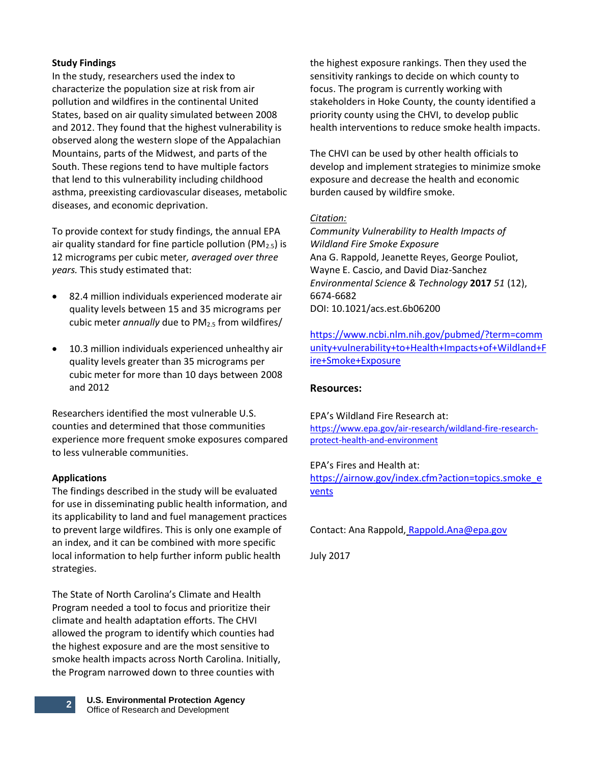**Study Findings**

In the study, researchers used the index to characterize the population size at risk from air pollution and wildfires in the continental United States, based on air quality simulated between 2008 and 2012. They found that the highest vulnerability is observed along the western slope of the Appalachian Mountains, parts of the Midwest, and parts of the South. These regions tend to have multiple factors that lend to this vulnerability including childhood asthma, preexisting cardiovascular diseases, metabolic diseases, and economic deprivation.

To provide context for study findings, the annual EPA air quality standard for fine particle pollution ($PM_{2.5}$) is 12 micrograms per cubic meter*, averaged over three years.* This study estimated that:

- 82.4 million individuals experienced moderate air quality levels between 15 and 35 micrograms per cubic meter *annually* due to $PM_{2.5}$ from wildfires/
- 10.3 million individuals experienced unhealthy air quality levels greater than 35 micrograms per cubic meter for more than 10 days between 2008 and 2012

Researchers identified the most vulnerable U.S. counties and determined that those communities experience more frequent smoke exposures compared to less vulnerable communities.

**Applications**

The findings described in the study will be evaluated for use in disseminating public health information, and its applicability to land and fuel management practices to prevent large wildfires. This is only one example of an index, and it can be combined with more specific local information to help further inform public health strategies.

The State of North Carolina's Climate and Health Program needed a tool to focus and prioritize their climate and health adaptation efforts. The CHVI allowed the program to identify which counties had the highest exposure and are the most sensitive to smoke health impacts across North Carolina. Initially, the Program narrowed down to three counties with the highest exposure rankings. Then they used the sensitivity rankings to decide on which county to focus. The program is currently working with stakeholders in Hoke County, the county identified a priority county using the CHVI, to develop public health interventions to reduce smoke health impacts.

The CHVI can be used by other health officials to develop and implement strategies to minimize smoke exposure and decrease the health and economic burden caused by wildfire smoke.

*Citation:*

*Community Vulnerability to Health Impacts of Wildland Fire Smoke Exposure*
Ana G. Rappold, Jeanette Reyes, George Pouliot, Wayne E. Cascio, and David Diaz-Sanchez
*Environmental Science & Technology* **2017** *51* (12), 6674-6682
DOI: 10.1021/acs.est.6b06200

https://www.ncbi.nlm.nih.gov/pubmed/?term=community+vulnerability+to+Health+Impacts+of+Wildland+Fire+Smoke+Exposure

**Resources:**

EPA's Wildland Fire Research at:
https://www.epa.gov/air-research/wildland-fire-research-protect-health-and-environment

EPA's Fires and Health at:
https://airnow.gov/index.cfm?action=topics.smoke_events

Contact: Ana Rappold, Rappold.Ana@epa.gov

July 2017